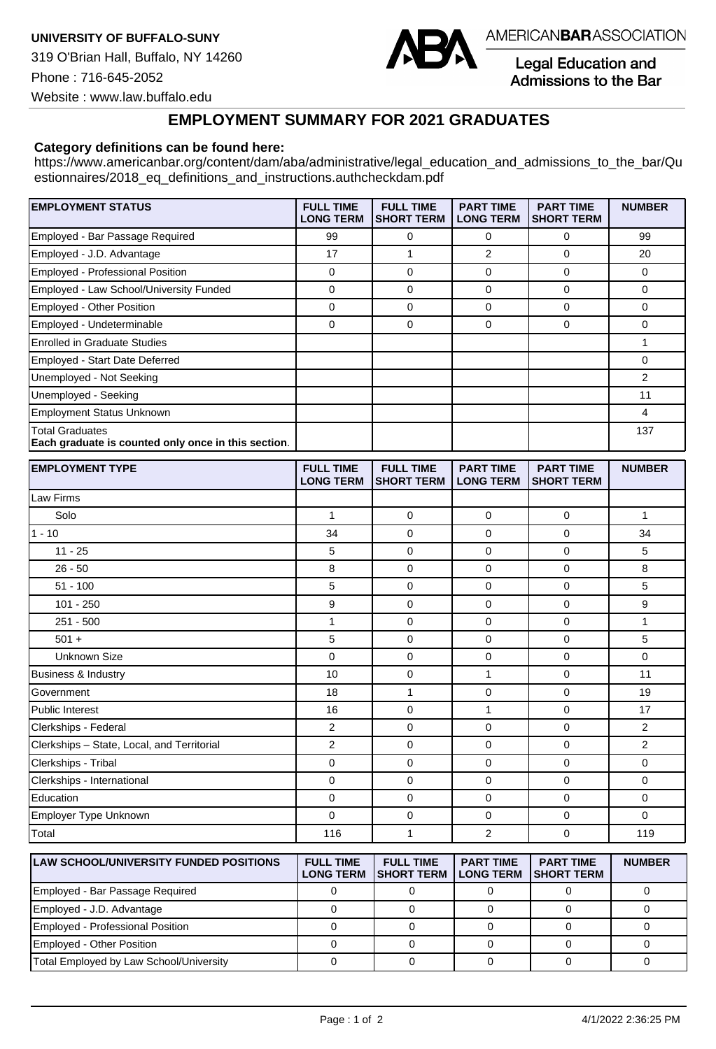**UNIVERSITY OF BUFFALO-SUNY**

319 O'Brian Hall, Buffalo, NY 14260

Phone : 716-645-2052

Website : www.law.buffalo.edu

AMERICAN**BAR**ASSOCIATION

Legal Education and Admissions to the Bar

## EMPLOYMENT SUMMARY FOR 2021 GRADUATES

**Category definitions can be found here:**

https://www.americanbar.org/content/dam/aba/administrative/legal_education_and_admissions_to_the_bar/Questionnaires/2018_eq_definitions_and_instructions.authcheckdam.pdf

| EMPLOYMENT STATUS | FULL TIME LONG TERM | FULL TIME SHORT TERM | PART TIME LONG TERM | PART TIME SHORT TERM | NUMBER |
|---|---|---|---|---|---|
| Employed - Bar Passage Required | 99 | 0 | 0 | 0 | 99 |
| Employed - J.D. Advantage | 17 | 1 | 2 | 0 | 20 |
| Employed - Professional Position | 0 | 0 | 0 | 0 | 0 |
| Employed - Law School/University Funded | 0 | 0 | 0 | 0 | 0 |
| Employed - Other Position | 0 | 0 | 0 | 0 | 0 |
| Employed - Undeterminable | 0 | 0 | 0 | 0 | 0 |
| Enrolled in Graduate Studies | | | | | 1 |
| Employed - Start Date Deferred | | | | | 0 |
| Unemployed - Not Seeking | | | | | 2 |
| Unemployed - Seeking | | | | | 11 |
| Employment Status Unknown | | | | | 4 |
| Total Graduates **Each graduate is counted only once in this section**. | | | | | 137 |

| EMPLOYMENT TYPE | FULL TIME LONG TERM | FULL TIME SHORT TERM | PART TIME LONG TERM | PART TIME SHORT TERM | NUMBER |
|---|---|---|---|---|---|
| Law Firms | | | | | |
| Solo | 1 | 0 | 0 | 0 | 1 |
| 1 - 10 | 34 | 0 | 0 | 0 | 34 |
| 11 - 25 | 5 | 0 | 0 | 0 | 5 |
| 26 - 50 | 8 | 0 | 0 | 0 | 8 |
| 51 - 100 | 5 | 0 | 0 | 0 | 5 |
| 101 - 250 | 9 | 0 | 0 | 0 | 9 |
| 251 - 500 | 1 | 0 | 0 | 0 | 1 |
| 501 + | 5 | 0 | 0 | 0 | 5 |
| Unknown Size | 0 | 0 | 0 | 0 | 0 |
| Business & Industry | 10 | 0 | 1 | 0 | 11 |
| Government | 18 | 1 | 0 | 0 | 19 |
| Public Interest | 16 | 0 | 1 | 0 | 17 |
| Clerkships - Federal | 2 | 0 | 0 | 0 | 2 |
| Clerkships – State, Local, and Territorial | 2 | 0 | 0 | 0 | 2 |
| Clerkships - Tribal | 0 | 0 | 0 | 0 | 0 |
| Clerkships - International | 0 | 0 | 0 | 0 | 0 |
| Education | 0 | 0 | 0 | 0 | 0 |
| Employer Type Unknown | 0 | 0 | 0 | 0 | 0 |
| Total | 116 | 1 | 2 | 0 | 119 |

| LAW SCHOOL/UNIVERSITY FUNDED POSITIONS | FULL TIME LONG TERM | FULL TIME SHORT TERM | PART TIME LONG TERM | PART TIME SHORT TERM | NUMBER |
|---|---|---|---|---|---|
| Employed - Bar Passage Required | 0 | 0 | 0 | 0 | 0 |
| Employed - J.D. Advantage | 0 | 0 | 0 | 0 | 0 |
| Employed - Professional Position | 0 | 0 | 0 | 0 | 0 |
| Employed - Other Position | 0 | 0 | 0 | 0 | 0 |
| Total Employed by Law School/University | 0 | 0 | 0 | 0 | 0 |

4/1/2022 2:36:25 PM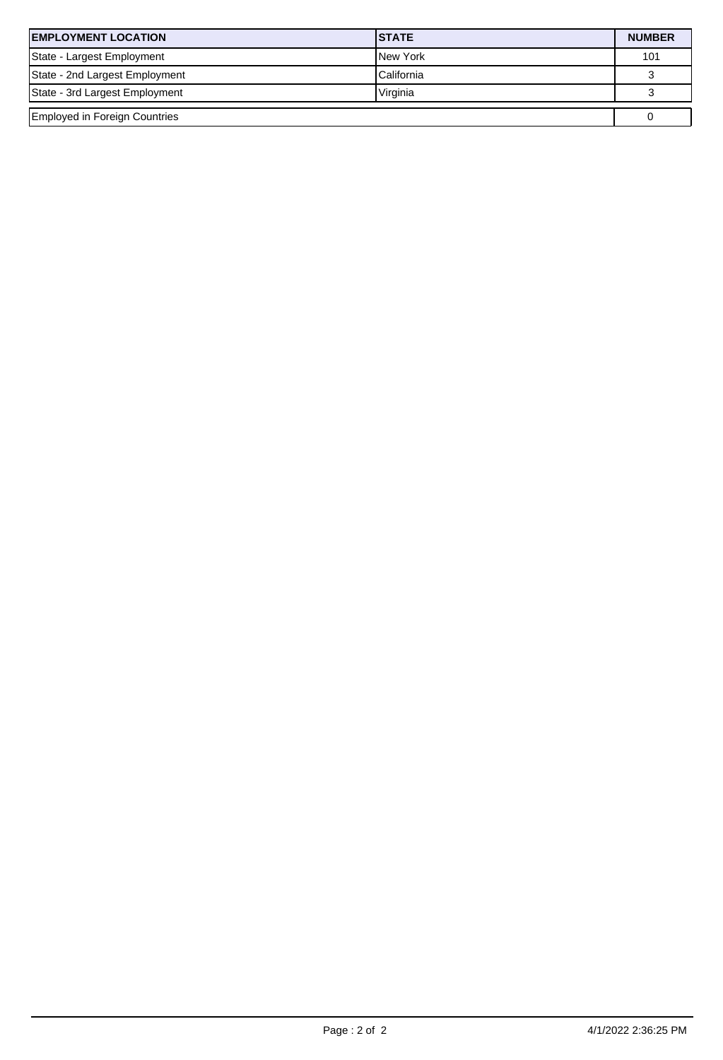| EMPLOYMENT LOCATION | STATE | NUMBER |
|---|---|---|
| State - Largest Employment | New York | 101 |
| State - 2nd Largest Employment | California | 3 |
| State - 3rd Largest Employment | Virginia | 3 |
| Employed in Foreign Countries | | 0 |